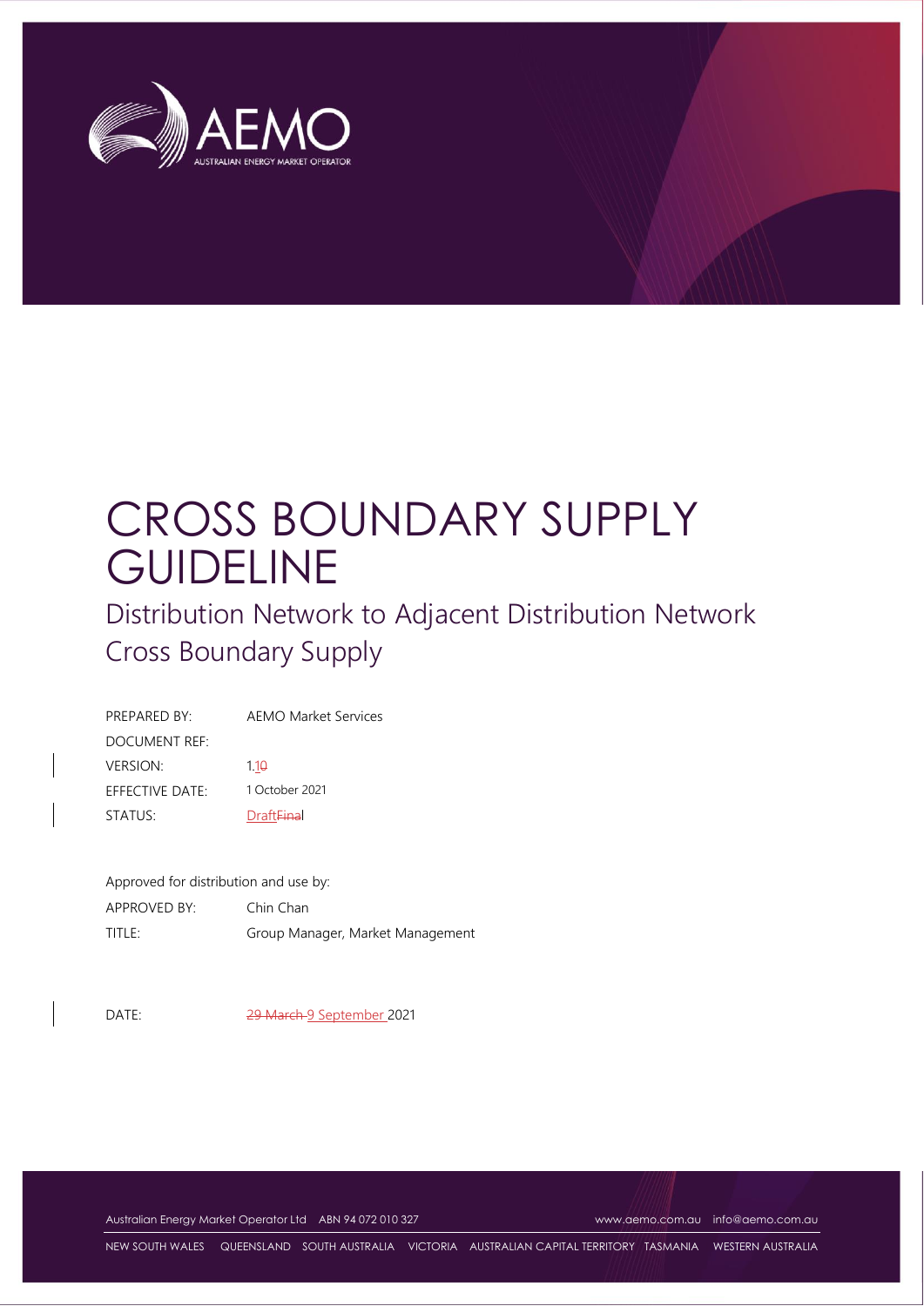# CROSS BOUNDARY SUPPLY GUIDELINE

## Distribution Network to Adjacent Distribution Network Cross Boundary Supply

| | |
|---|---|
| PREPARED BY: | AEMO Market Services |
| DOCUMENT REF: | |
| VERSION: | 1.1~~0~~ |
| EFFECTIVE DATE: | 1 October 2021 |
| STATUS: | Draft~~Final~~ |

Approved for distribution and use by:

| | |
|---|---|
| APPROVED BY: | Chin Chan |
| TITLE: | Group Manager, Market Management |

| | |
|---|---|
| DATE: | ~~29 March~~ 9 September 2021 |

Australian Energy Market Operator Ltd ABN 94 072 010 327 www.aemo.com.au info@aemo.com.au

NEW SOUTH WALES QUEENSLAND SOUTH AUSTRALIA VICTORIA AUSTRALIAN CAPITAL TERRITORY TASMANIA WESTERN AUSTRALIA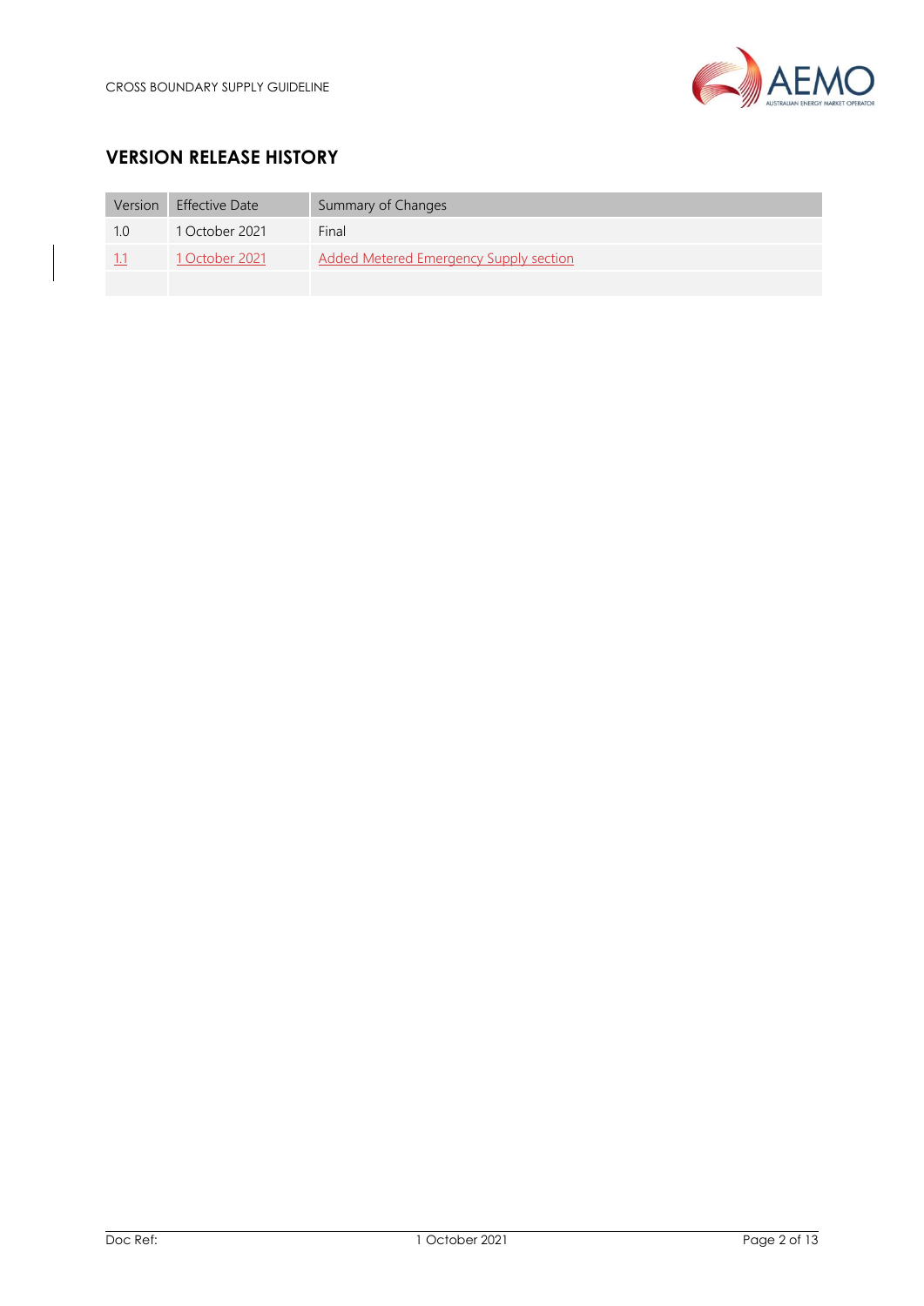## VERSION RELEASE HISTORY

| Version | Effective Date | Summary of Changes |
|---|---|---|
| 1.0 | 1 October 2021 | Final |
| 1.1 | 1 October 2021 | Added Metered Emergency Supply section |
| | | |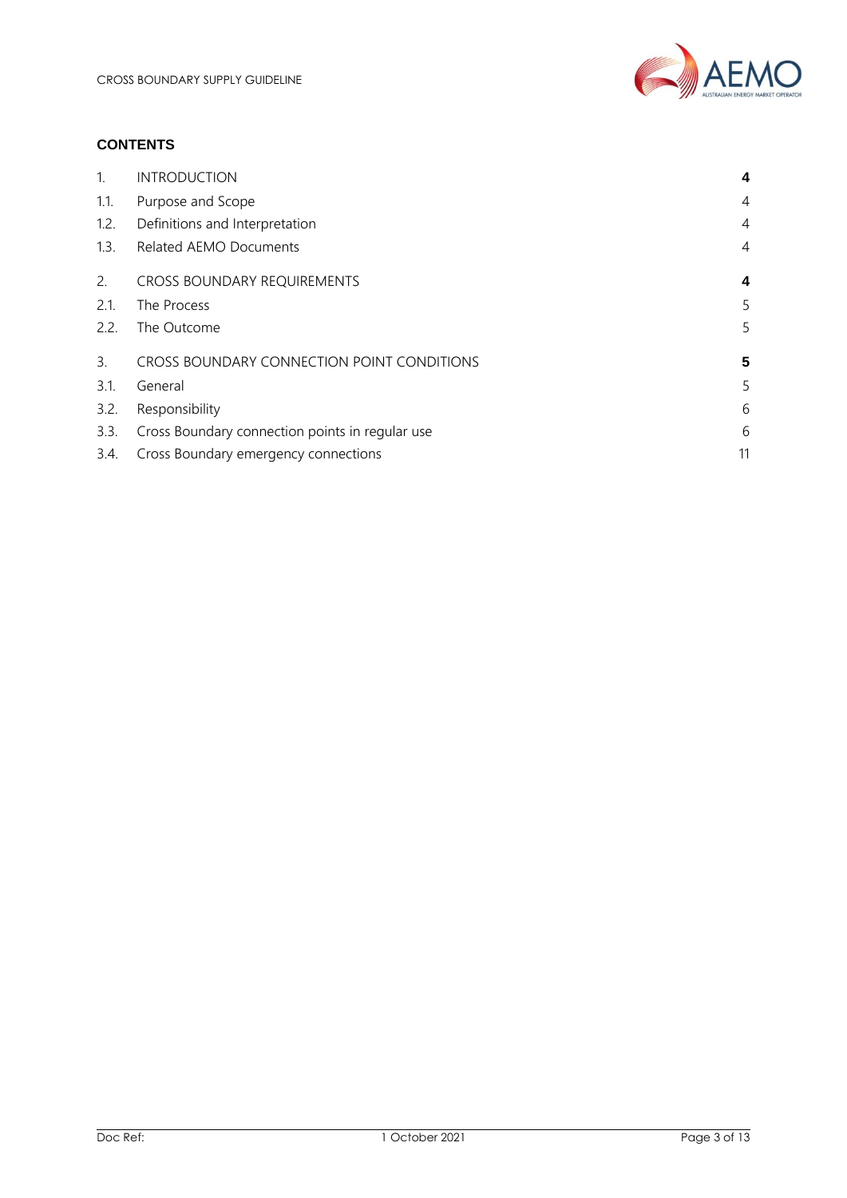**CONTENTS**

| | | |
|---|---|---|
| 1. | INTRODUCTION | **4** |
| 1.1. | Purpose and Scope | 4 |
| 1.2. | Definitions and Interpretation | 4 |
| 1.3. | Related AEMO Documents | 4 |
| 2. | CROSS BOUNDARY REQUIREMENTS | **4** |
| 2.1. | The Process | 5 |
| 2.2. | The Outcome | 5 |
| 3. | CROSS BOUNDARY CONNECTION POINT CONDITIONS | **5** |
| 3.1. | General | 5 |
| 3.2. | Responsibility | 6 |
| 3.3. | Cross Boundary connection points in regular use | 6 |
| 3.4. | Cross Boundary emergency connections | 11 |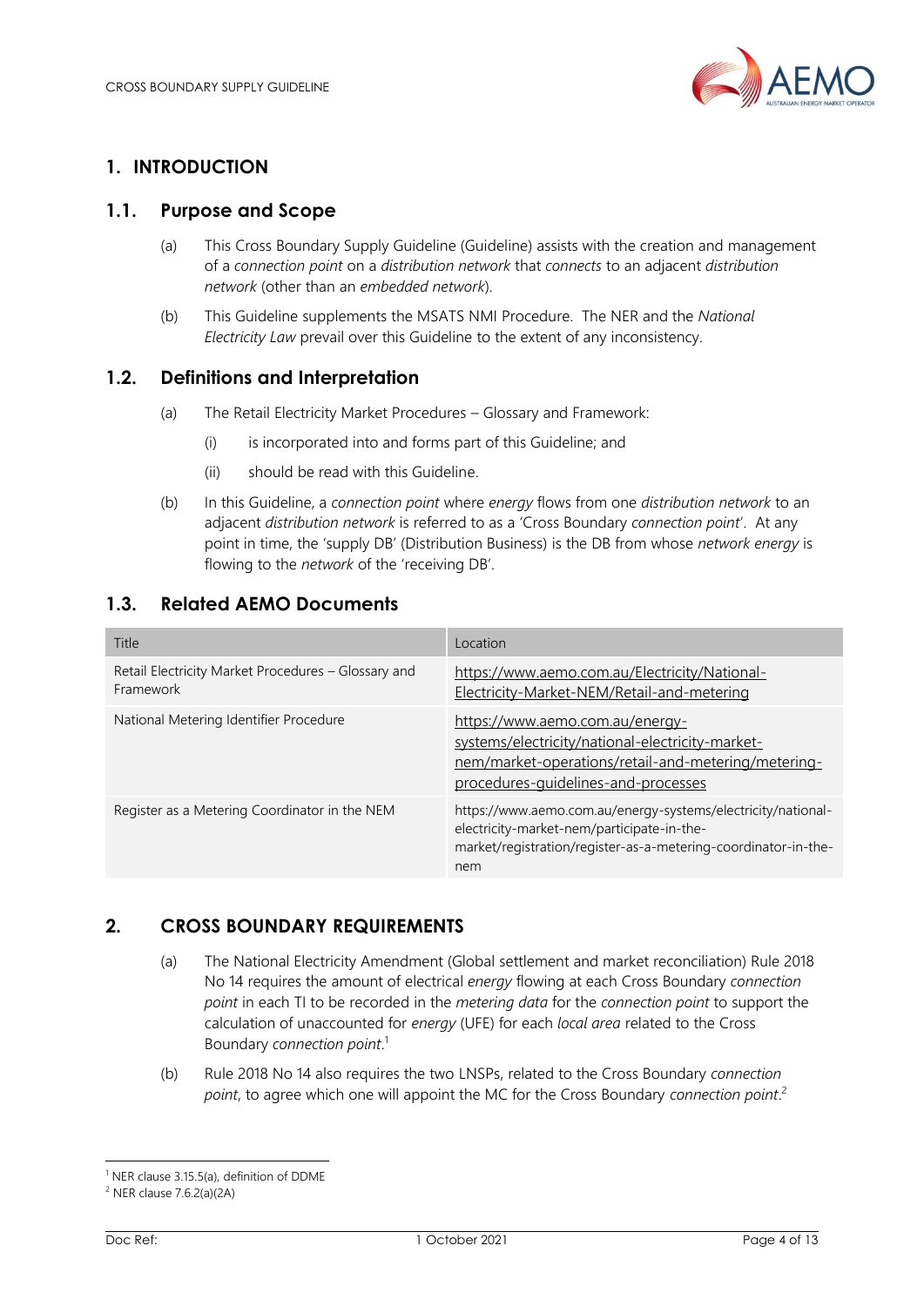# 1. INTRODUCTION

## 1.1. Purpose and Scope

(a) This Cross Boundary Supply Guideline (Guideline) assists with the creation and management of a *connection point* on a *distribution network* that *connects* to an adjacent *distribution network* (other than an *embedded network*).

(b) This Guideline supplements the MSATS NMI Procedure. The NER and the *National Electricity Law* prevail over this Guideline to the extent of any inconsistency.

## 1.2. Definitions and Interpretation

(a) The Retail Electricity Market Procedures – Glossary and Framework:

(i) is incorporated into and forms part of this Guideline; and

(ii) should be read with this Guideline.

(b) In this Guideline, a *connection point* where *energy* flows from one *distribution network* to an adjacent *distribution network* is referred to as a 'Cross Boundary *connection point*'. At any point in time, the 'supply DB' (Distribution Business) is the DB from whose *network energy* is flowing to the *network* of the 'receiving DB'.

## 1.3. Related AEMO Documents

| Title | Location |
|---|---|
| Retail Electricity Market Procedures – Glossary and Framework | https://www.aemo.com.au/Electricity/National-Electricity-Market-NEM/Retail-and-metering |
| National Metering Identifier Procedure | https://www.aemo.com.au/energy-systems/electricity/national-electricity-market-nem/market-operations/retail-and-metering/metering-procedures-guidelines-and-processes |
| Register as a Metering Coordinator in the NEM | https://www.aemo.com.au/energy-systems/electricity/national-electricity-market-nem/participate-in-the-market/registration/register-as-a-metering-coordinator-in-the-nem |

# 2. CROSS BOUNDARY REQUIREMENTS

(a) The National Electricity Amendment (Global settlement and market reconciliation) Rule 2018 No 14 requires the amount of electrical *energy* flowing at each Cross Boundary *connection point* in each TI to be recorded in the *metering data* for the *connection point* to support the calculation of unaccounted for *energy* (UFE) for each *local area* related to the Cross Boundary *connection point*.[1]

(b) Rule 2018 No 14 also requires the two LNSPs, related to the Cross Boundary *connection point*, to agree which one will appoint the MC for the Cross Boundary *connection point*.[2]

---

[1] NER clause 3.15.5(a), definition of DDME

[2] NER clause 7.6.2(a)(2A)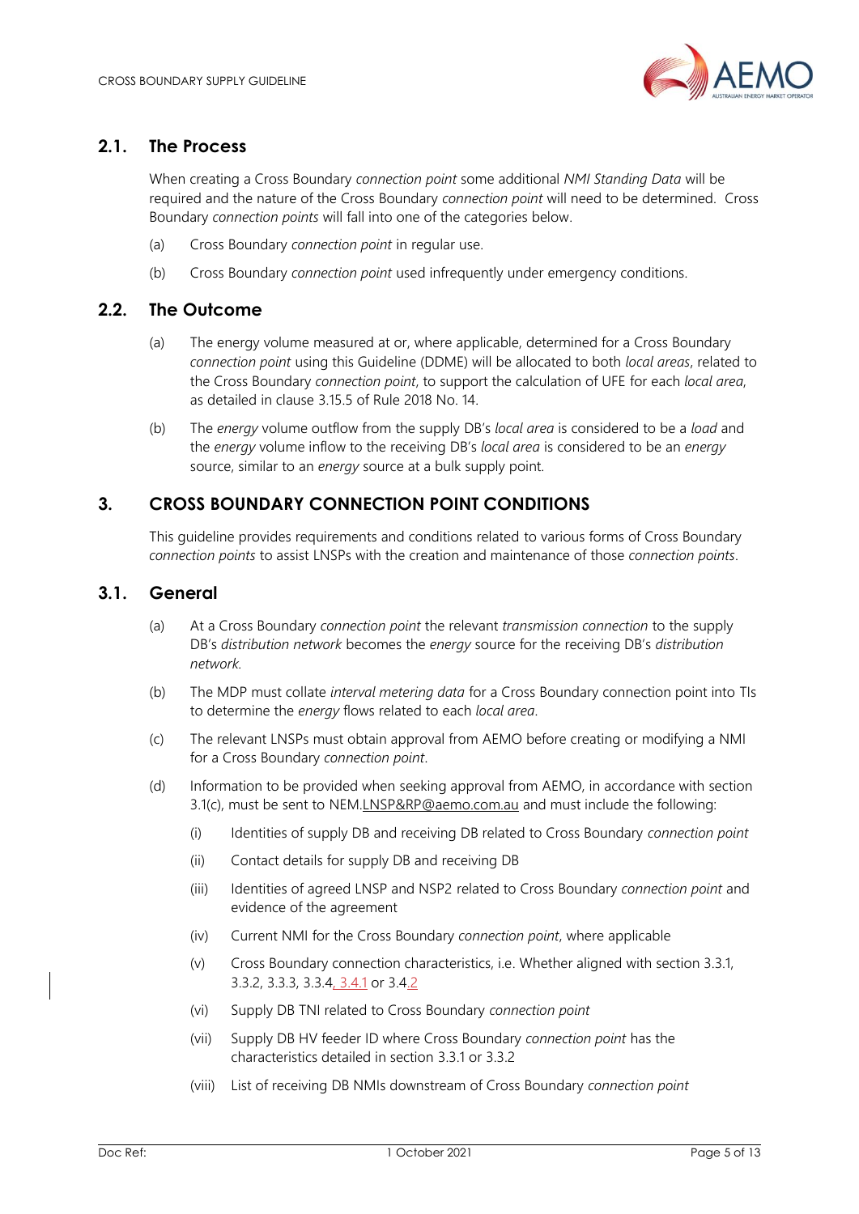## 2.1. The Process

When creating a Cross Boundary *connection point* some additional *NMI Standing Data* will be required and the nature of the Cross Boundary *connection point* will need to be determined. Cross Boundary *connection points* will fall into one of the categories below.

(a) Cross Boundary *connection point* in regular use.

(b) Cross Boundary *connection point* used infrequently under emergency conditions.

## 2.2. The Outcome

(a) The energy volume measured at or, where applicable, determined for a Cross Boundary *connection point* using this Guideline (DDME) will be allocated to both *local areas*, related to the Cross Boundary *connection point*, to support the calculation of UFE for each *local area*, as detailed in clause 3.15.5 of Rule 2018 No. 14.

(b) The *energy* volume outflow from the supply DB's *local area* is considered to be a *load* and the *energy* volume inflow to the receiving DB's *local area* is considered to be an *energy* source, similar to an *energy* source at a bulk supply point.

# 3. CROSS BOUNDARY CONNECTION POINT CONDITIONS

This guideline provides requirements and conditions related to various forms of Cross Boundary *connection points* to assist LNSPs with the creation and maintenance of those *connection points*.

## 3.1. General

(a) At a Cross Boundary *connection point* the relevant *transmission connection* to the supply DB's *distribution network* becomes the *energy* source for the receiving DB's *distribution network.*

(b) The MDP must collate *interval metering data* for a Cross Boundary connection point into TIs to determine the *energy* flows related to each *local area*.

(c) The relevant LNSPs must obtain approval from AEMO before creating or modifying a NMI for a Cross Boundary *connection point*.

(d) Information to be provided when seeking approval from AEMO, in accordance with section 3.1(c), must be sent to NEM.LNSP&RP@aemo.com.au and must include the following:

   (i) Identities of supply DB and receiving DB related to Cross Boundary *connection point*

   (ii) Contact details for supply DB and receiving DB

   (iii) Identities of agreed LNSP and NSP2 related to Cross Boundary *connection point* and evidence of the agreement

   (iv) Current NMI for the Cross Boundary *connection point*, where applicable

   (v) Cross Boundary connection characteristics, i.e. Whether aligned with section 3.3.1, 3.3.2, 3.3.3, 3.3.4, 3.4.1 or 3.4.2

   (vi) Supply DB TNI related to Cross Boundary *connection point*

   (vii) Supply DB HV feeder ID where Cross Boundary *connection point* has the characteristics detailed in section 3.3.1 or 3.3.2

   (viii) List of receiving DB NMIs downstream of Cross Boundary *connection point*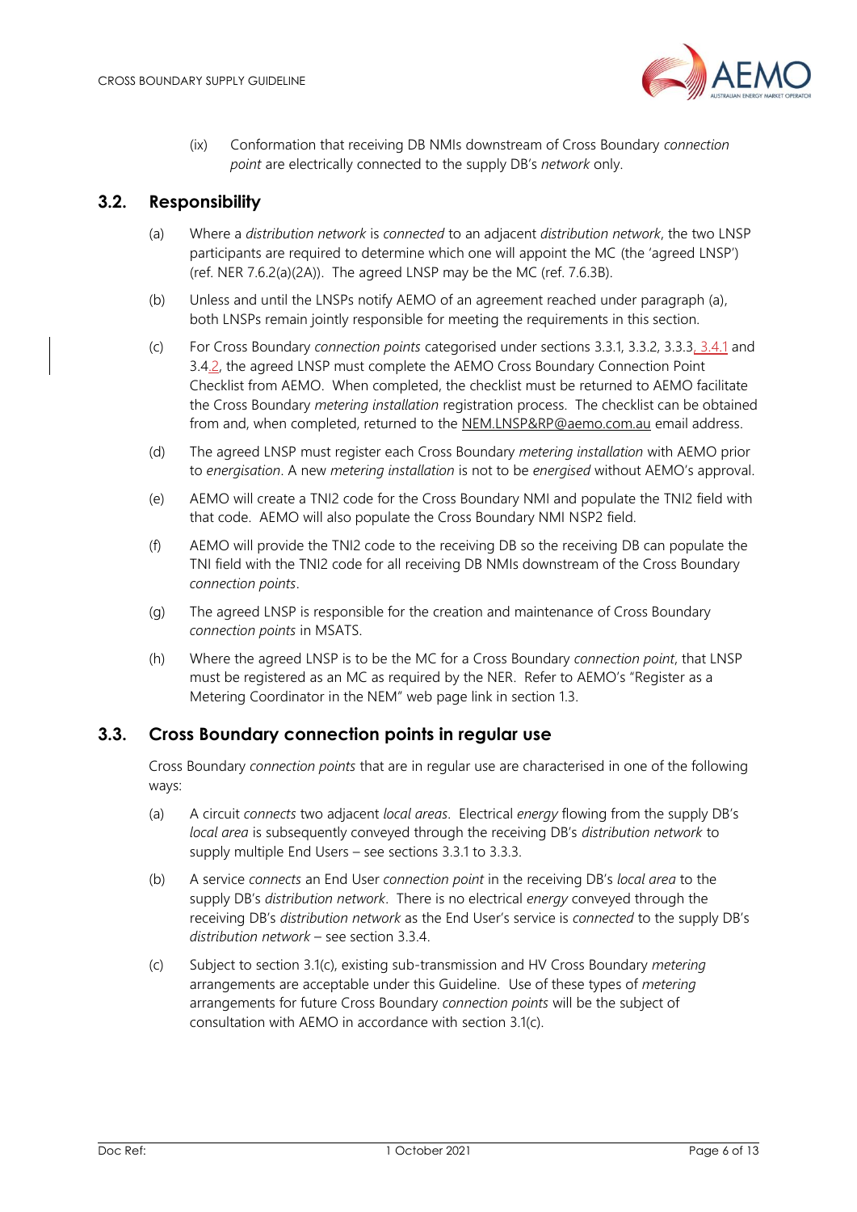(ix) Conformation that receiving DB NMIs downstream of Cross Boundary *connection point* are electrically connected to the supply DB's *network* only.

## 3.2. Responsibility

(a) Where a *distribution network* is *connected* to an adjacent *distribution network*, the two LNSP participants are required to determine which one will appoint the MC (the 'agreed LNSP') (ref. NER 7.6.2(a)(2A)). The agreed LNSP may be the MC (ref. 7.6.3B).

(b) Unless and until the LNSPs notify AEMO of an agreement reached under paragraph (a), both LNSPs remain jointly responsible for meeting the requirements in this section.

(c) For Cross Boundary *connection points* categorised under sections 3.3.1, 3.3.2, 3.3.3, 3.4.1 and 3.4.2, the agreed LNSP must complete the AEMO Cross Boundary Connection Point Checklist from AEMO. When completed, the checklist must be returned to AEMO facilitate the Cross Boundary *metering installation* registration process. The checklist can be obtained from and, when completed, returned to the NEM.LNSP&RP@aemo.com.au email address.

(d) The agreed LNSP must register each Cross Boundary *metering installation* with AEMO prior to *energisation*. A new *metering installation* is not to be *energised* without AEMO's approval.

(e) AEMO will create a TNI2 code for the Cross Boundary NMI and populate the TNI2 field with that code. AEMO will also populate the Cross Boundary NMI NSP2 field.

(f) AEMO will provide the TNI2 code to the receiving DB so the receiving DB can populate the TNI field with the TNI2 code for all receiving DB NMIs downstream of the Cross Boundary *connection points*.

(g) The agreed LNSP is responsible for the creation and maintenance of Cross Boundary *connection points* in MSATS.

(h) Where the agreed LNSP is to be the MC for a Cross Boundary *connection point*, that LNSP must be registered as an MC as required by the NER. Refer to AEMO's "Register as a Metering Coordinator in the NEM" web page link in section 1.3.

## 3.3. Cross Boundary connection points in regular use

Cross Boundary *connection points* that are in regular use are characterised in one of the following ways:

(a) A circuit *connects* two adjacent *local areas*. Electrical *energy* flowing from the supply DB's *local area* is subsequently conveyed through the receiving DB's *distribution network* to supply multiple End Users – see sections 3.3.1 to 3.3.3.

(b) A service *connects* an End User *connection point* in the receiving DB's *local area* to the supply DB's *distribution network*. There is no electrical *energy* conveyed through the receiving DB's *distribution network* as the End User's service is *connected* to the supply DB's *distribution network* – see section 3.3.4.

(c) Subject to section 3.1(c), existing sub-transmission and HV Cross Boundary *metering* arrangements are acceptable under this Guideline. Use of these types of *metering* arrangements for future Cross Boundary *connection points* will be the subject of consultation with AEMO in accordance with section 3.1(c).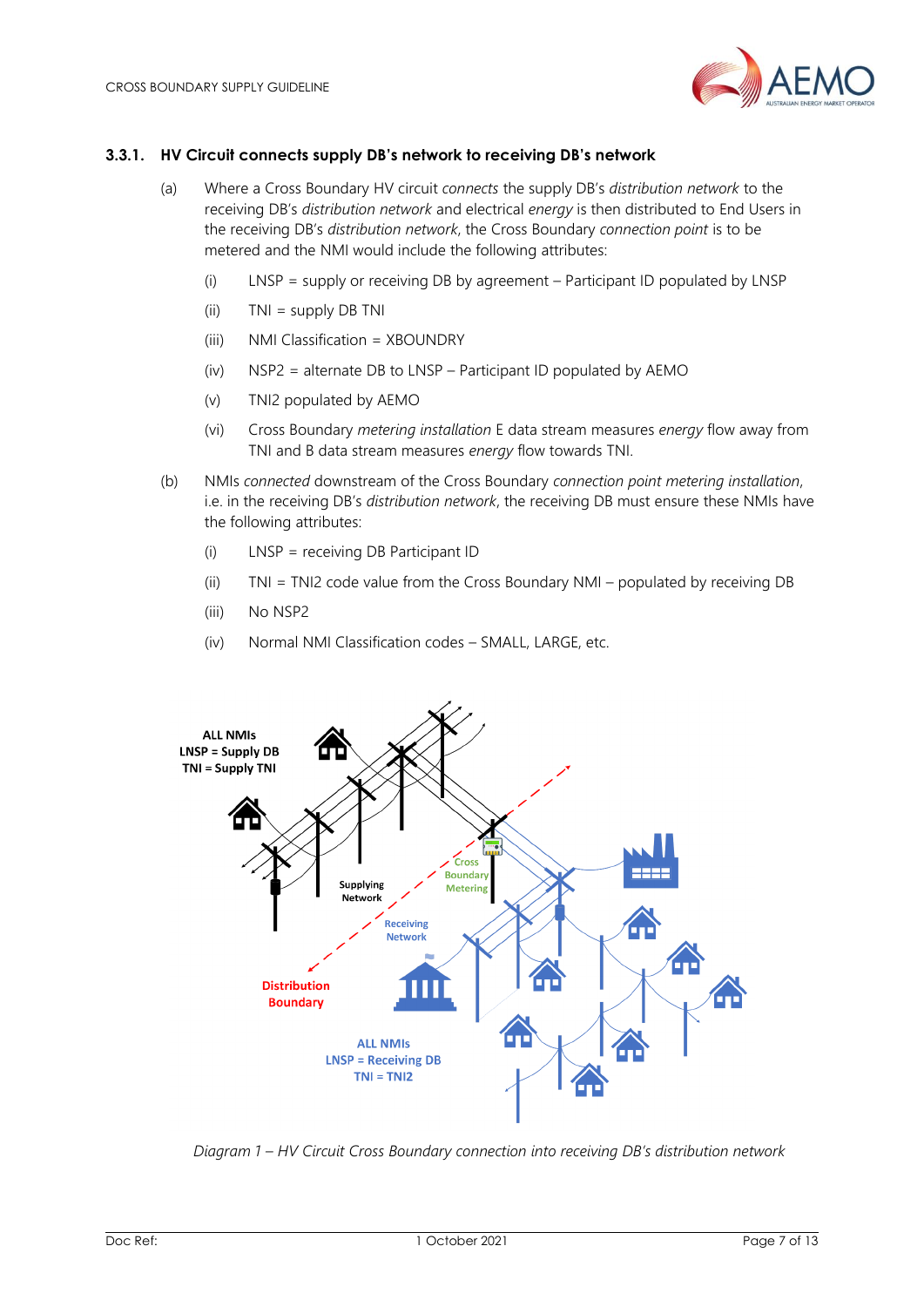### 3.3.1. HV Circuit connects supply DB's network to receiving DB's network

(a) Where a Cross Boundary HV circuit *connects* the supply DB's *distribution network* to the receiving DB's *distribution network* and electrical *energy* is then distributed to End Users in the receiving DB's *distribution network*, the Cross Boundary *connection point* is to be metered and the NMI would include the following attributes:

  (i) LNSP = supply or receiving DB by agreement – Participant ID populated by LNSP

  (ii) TNI = supply DB TNI

  (iii) NMI Classification = XBOUNDRY

  (iv) NSP2 = alternate DB to LNSP – Participant ID populated by AEMO

  (v) TNI2 populated by AEMO

  (vi) Cross Boundary *metering installation* E data stream measures *energy* flow away from TNI and B data stream measures *energy* flow towards TNI.

(b) NMIs *connected* downstream of the Cross Boundary *connection point metering installation*, i.e. in the receiving DB's *distribution network*, the receiving DB must ensure these NMIs have the following attributes:

  (i) LNSP = receiving DB Participant ID

  (ii) TNI = TNI2 code value from the Cross Boundary NMI – populated by receiving DB

  (iii) No NSP2

  (iv) Normal NMI Classification codes – SMALL, LARGE, etc.

*Diagram 1 – HV Circuit Cross Boundary connection into receiving DB's distribution network*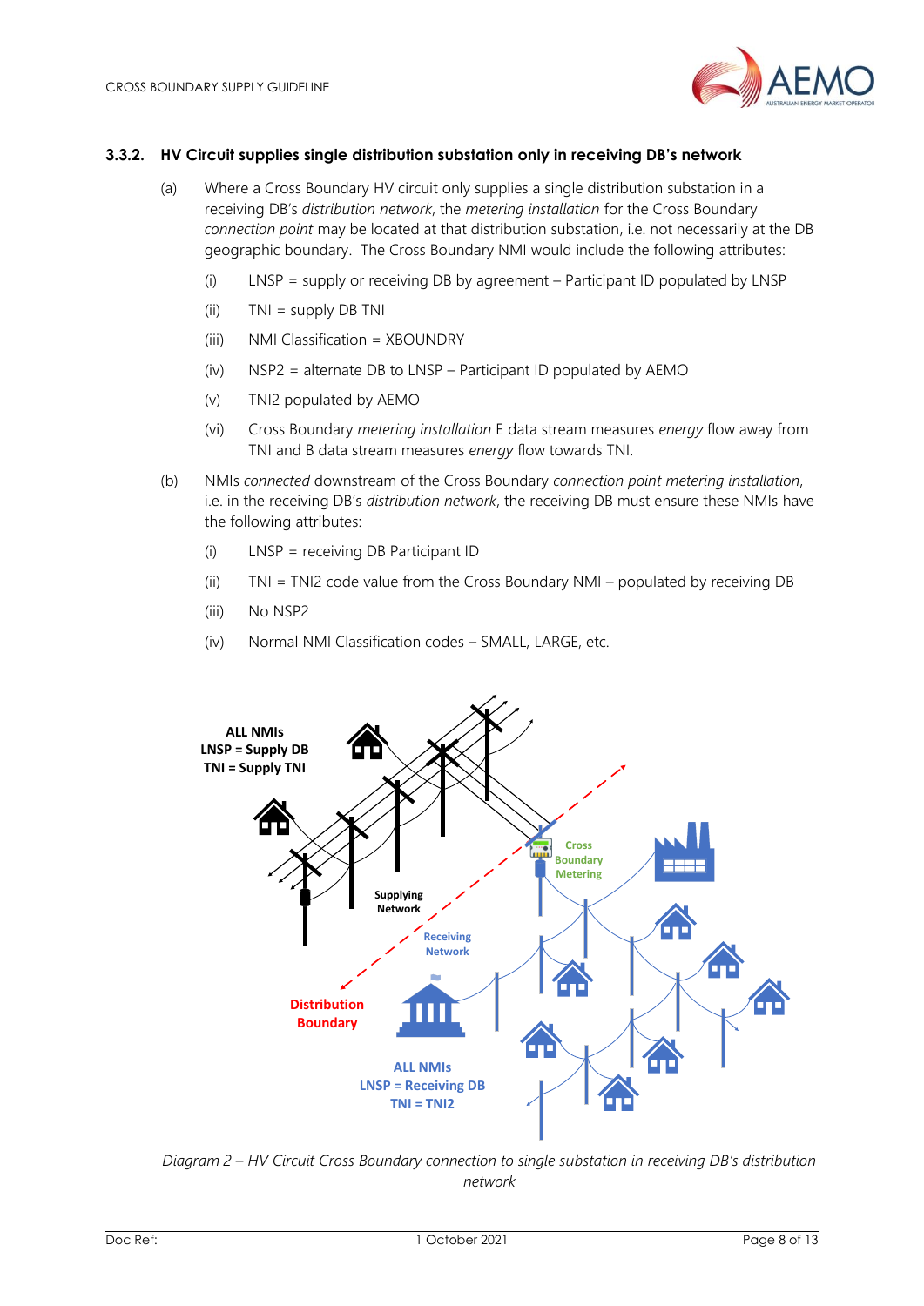### 3.3.2. HV Circuit supplies single distribution substation only in receiving DB's network

(a) Where a Cross Boundary HV circuit only supplies a single distribution substation in a receiving DB's *distribution network*, the *metering installation* for the Cross Boundary *connection point* may be located at that distribution substation, i.e. not necessarily at the DB geographic boundary. The Cross Boundary NMI would include the following attributes:

(i) LNSP = supply or receiving DB by agreement – Participant ID populated by LNSP

(ii) TNI = supply DB TNI

(iii) NMI Classification = XBOUNDRY

(iv) NSP2 = alternate DB to LNSP – Participant ID populated by AEMO

(v) TNI2 populated by AEMO

(vi) Cross Boundary *metering installation* E data stream measures *energy* flow away from TNI and B data stream measures *energy* flow towards TNI.

(b) NMIs *connected* downstream of the Cross Boundary *connection point metering installation*, i.e. in the receiving DB's *distribution network*, the receiving DB must ensure these NMIs have the following attributes:

(i) LNSP = receiving DB Participant ID

(ii) TNI = TNI2 code value from the Cross Boundary NMI – populated by receiving DB

(iii) No NSP2

(iv) Normal NMI Classification codes – SMALL, LARGE, etc.

*Diagram 2 – HV Circuit Cross Boundary connection to single substation in receiving DB's distribution network*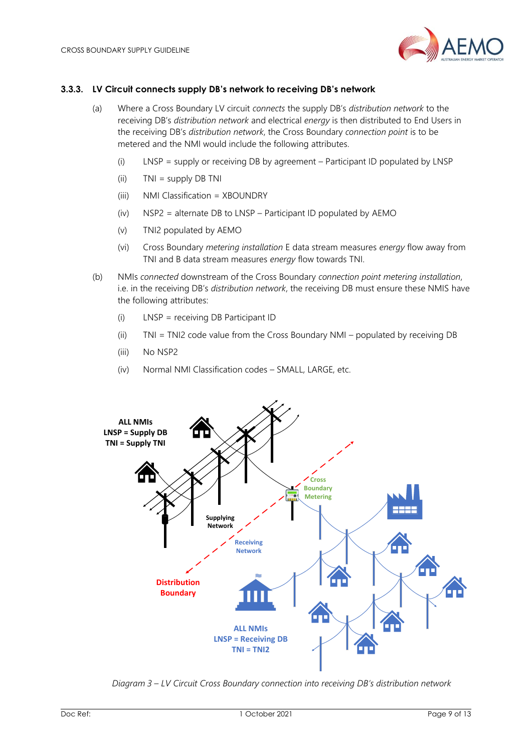### 3.3.3. LV Circuit connects supply DB's network to receiving DB's network

(a) Where a Cross Boundary LV circuit *connects* the supply DB's *distribution network* to the receiving DB's *distribution network* and electrical *energy* is then distributed to End Users in the receiving DB's *distribution network*, the Cross Boundary *connection point* is to be metered and the NMI would include the following attributes.

  (i) LNSP = supply or receiving DB by agreement – Participant ID populated by LNSP

  (ii) TNI = supply DB TNI

  (iii) NMI Classification = XBOUNDRY

  (iv) NSP2 = alternate DB to LNSP – Participant ID populated by AEMO

  (v) TNI2 populated by AEMO

  (vi) Cross Boundary *metering installation* E data stream measures *energy* flow away from TNI and B data stream measures *energy* flow towards TNI.

(b) NMIs *connected* downstream of the Cross Boundary *connection point metering installation*, i.e. in the receiving DB's *distribution network*, the receiving DB must ensure these NMIS have the following attributes:

  (i) LNSP = receiving DB Participant ID

  (ii) TNI = TNI2 code value from the Cross Boundary NMI – populated by receiving DB

  (iii) No NSP2

  (iv) Normal NMI Classification codes – SMALL, LARGE, etc.

*Diagram 3 – LV Circuit Cross Boundary connection into receiving DB's distribution network*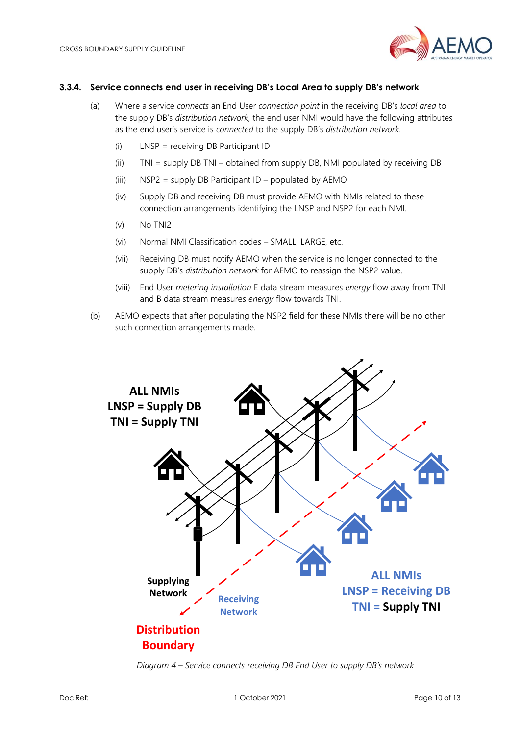### 3.3.4. Service connects end user in receiving DB's Local Area to supply DB's network

(a) Where a service *connects* an End User *connection point* in the receiving DB's *local area* to the supply DB's *distribution network*, the end user NMI would have the following attributes as the end user's service is *connected* to the supply DB's *distribution network*.

(i) LNSP = receiving DB Participant ID

(ii) TNI = supply DB TNI – obtained from supply DB, NMI populated by receiving DB

(iii) NSP2 = supply DB Participant ID – populated by AEMO

(iv) Supply DB and receiving DB must provide AEMO with NMIs related to these connection arrangements identifying the LNSP and NSP2 for each NMI.

(v) No TNI2

(vi) Normal NMI Classification codes – SMALL, LARGE, etc.

(vii) Receiving DB must notify AEMO when the service is no longer connected to the supply DB's *distribution network* for AEMO to reassign the NSP2 value.

(viii) End User *metering installation* E data stream measures *energy* flow away from TNI and B data stream measures *energy* flow towards TNI.

(b) AEMO expects that after populating the NSP2 field for these NMIs there will be no other such connection arrangements made.

ALL NMIs
LNSP = Supply DB
TNI = Supply TNI

Supplying Network

Receiving Network

Distribution Boundary

ALL NMIs
LNSP = Receiving DB
TNI = Supply TNI

*Diagram 4 – Service connects receiving DB End User to supply DB's network*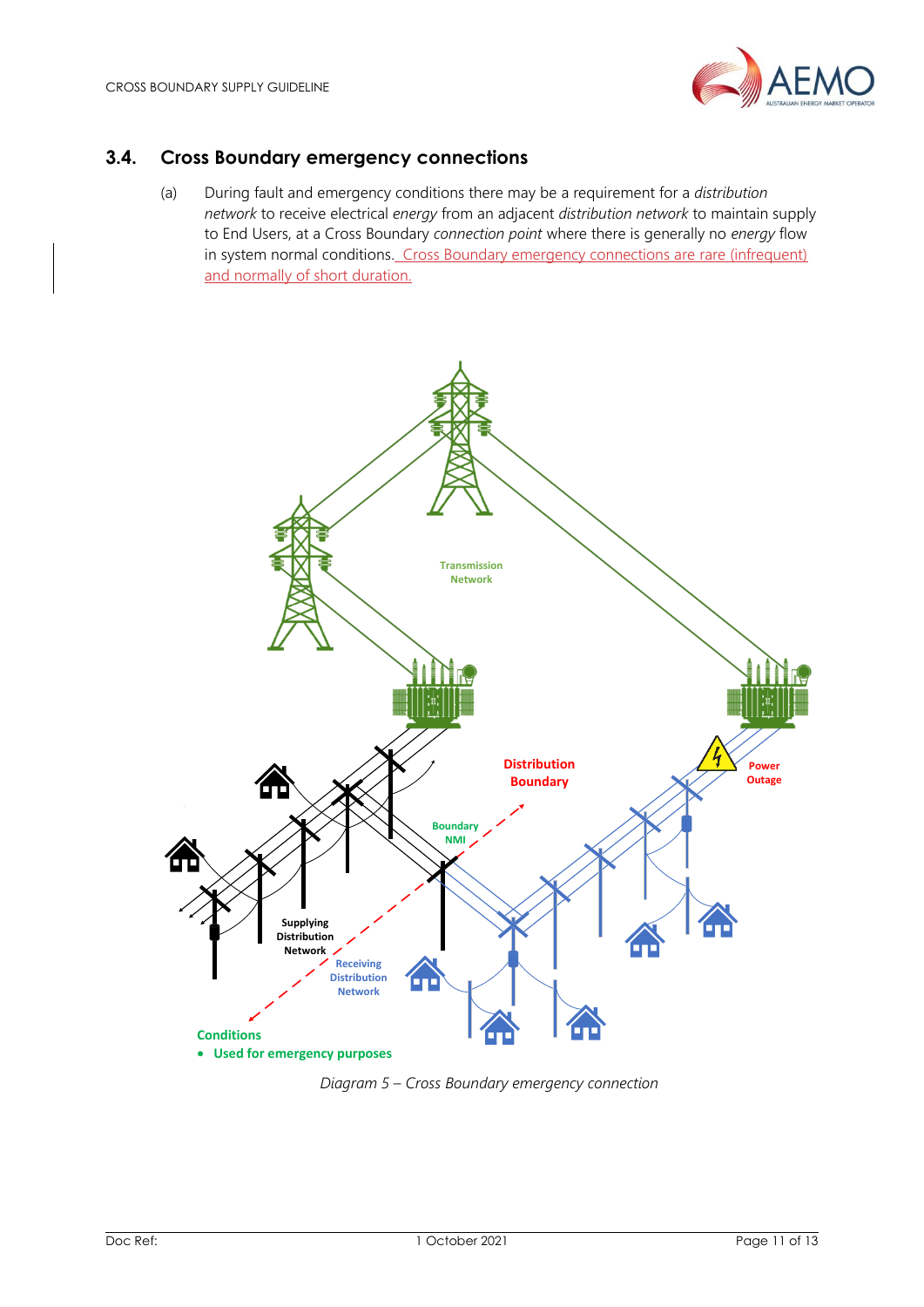## 3.4. Cross Boundary emergency connections

(a) During fault and emergency conditions there may be a requirement for a *distribution network* to receive electrical *energy* from an adjacent *distribution network* to maintain supply to End Users, at a Cross Boundary *connection point* where there is generally no *energy* flow in system normal conditions. Cross Boundary emergency connections are rare (infrequent) and normally of short duration.

*Diagram 5 – Cross Boundary emergency connection*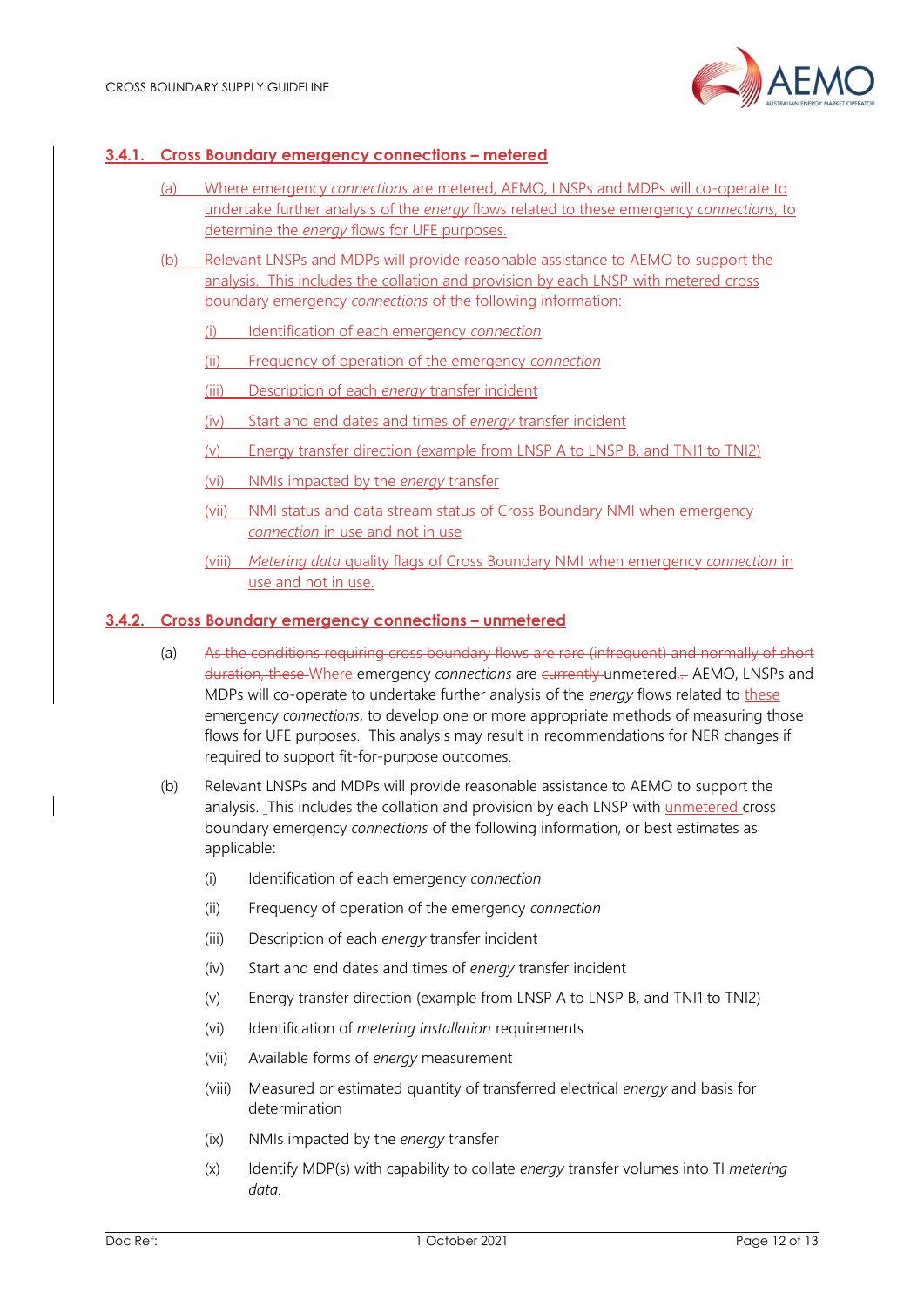### 3.4.1. Cross Boundary emergency connections – metered

(a) Where emergency *connections* are metered, AEMO, LNSPs and MDPs will co-operate to undertake further analysis of the *energy* flows related to these emergency *connections*, to determine the *energy* flows for UFE purposes.

(b) Relevant LNSPs and MDPs will provide reasonable assistance to AEMO to support the analysis. This includes the collation and provision by each LNSP with metered cross boundary emergency *connections* of the following information:

- (i) Identification of each emergency *connection*
- (ii) Frequency of operation of the emergency *connection*
- (iii) Description of each *energy* transfer incident
- (iv) Start and end dates and times of *energy* transfer incident
- (v) Energy transfer direction (example from LNSP A to LNSP B, and TNI1 to TNI2)
- (vi) NMIs impacted by the *energy* transfer
- (vii) NMI status and data stream status of Cross Boundary NMI when emergency *connection* in use and not in use
- (viii) *Metering data* quality flags of Cross Boundary NMI when emergency *connection* in use and not in use.

### 3.4.2. Cross Boundary emergency connections – unmetered

(a) ~~As the conditions requiring cross boundary flows are rare (infrequent) and normally of short duration, these~~ Where emergency *connections* are ~~currently~~ unmetered, AEMO, LNSPs and MDPs will co-operate to undertake further analysis of the *energy* flows related to these emergency *connections*, to develop one or more appropriate methods of measuring those flows for UFE purposes. This analysis may result in recommendations for NER changes if required to support fit-for-purpose outcomes.

(b) Relevant LNSPs and MDPs will provide reasonable assistance to AEMO to support the analysis. This includes the collation and provision by each LNSP with unmetered cross boundary emergency *connections* of the following information, or best estimates as applicable:

- (i) Identification of each emergency *connection*
- (ii) Frequency of operation of the emergency *connection*
- (iii) Description of each *energy* transfer incident
- (iv) Start and end dates and times of *energy* transfer incident
- (v) Energy transfer direction (example from LNSP A to LNSP B, and TNI1 to TNI2)
- (vi) Identification of *metering installation* requirements
- (vii) Available forms of *energy* measurement
- (viii) Measured or estimated quantity of transferred electrical *energy* and basis for determination
- (ix) NMIs impacted by the *energy* transfer
- (x) Identify MDP(s) with capability to collate *energy* transfer volumes into TI *metering data*.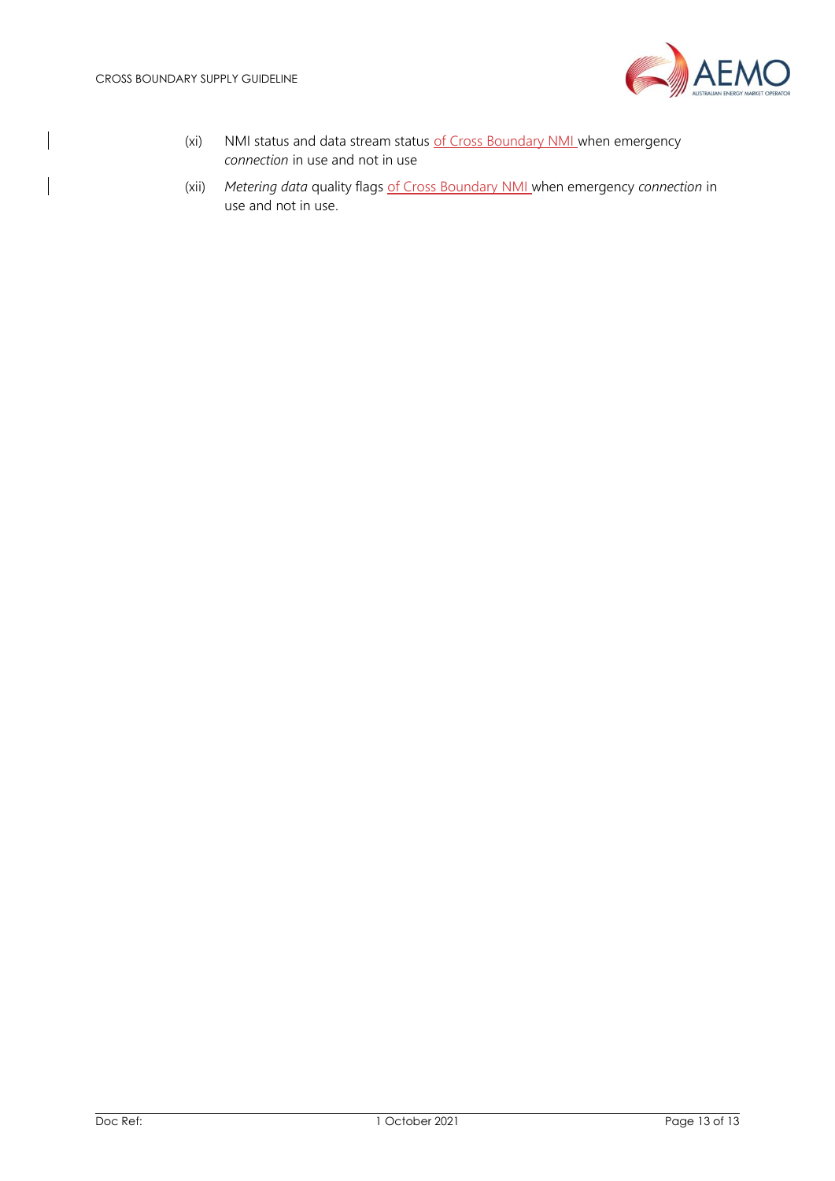(xi) NMI status and data stream status of Cross Boundary NMI when emergency *connection* in use and not in use

(xii) *Metering data* quality flags of Cross Boundary NMI when emergency *connection* in use and not in use.